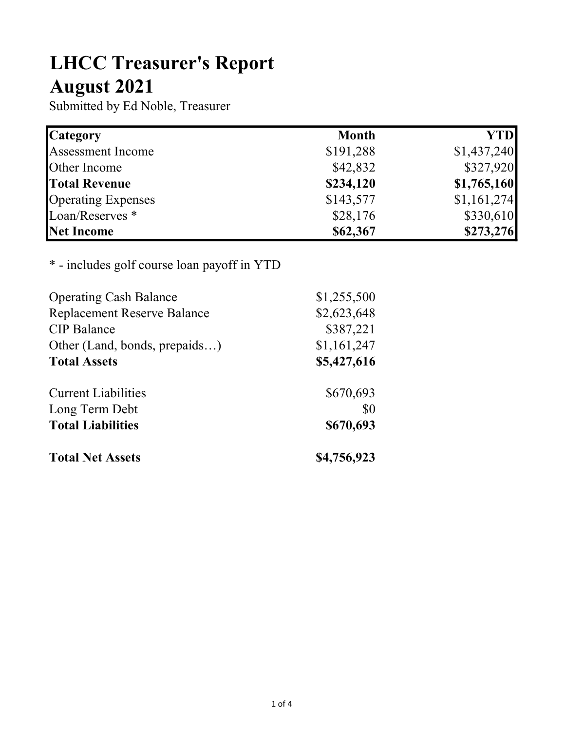# LHCC Treasurer's Report
# August 2021

Submitted by Ed Noble, Treasurer

| Category | Month | YTD |
|---|---:|---:|
| Assessment Income | $191,288 | $1,437,240 |
| Other Income | $42,832 | $327,920 |
| **Total Revenue** | **$234,120** | **$1,765,160** |
| Operating Expenses | $143,577 | $1,161,274 |
| Loan/Reserves * | $28,176 | $330,610 |
| **Net Income** | **$62,367** | **$273,276** |

* - includes golf course loan payoff in YTD

| | |
|---|---:|
| Operating Cash Balance | $1,255,500 |
| Replacement Reserve Balance | $2,623,648 |
| CIP Balance | $387,221 |
| Other (Land, bonds, prepaids…) | $1,161,247 |
| **Total Assets** | **$5,427,616** |
| | |
| Current Liabilities | $670,693 |
| Long Term Debt | $0 |
| **Total Liabilities** | **$670,693** |
| | |
| **Total Net Assets** | **$4,756,923** |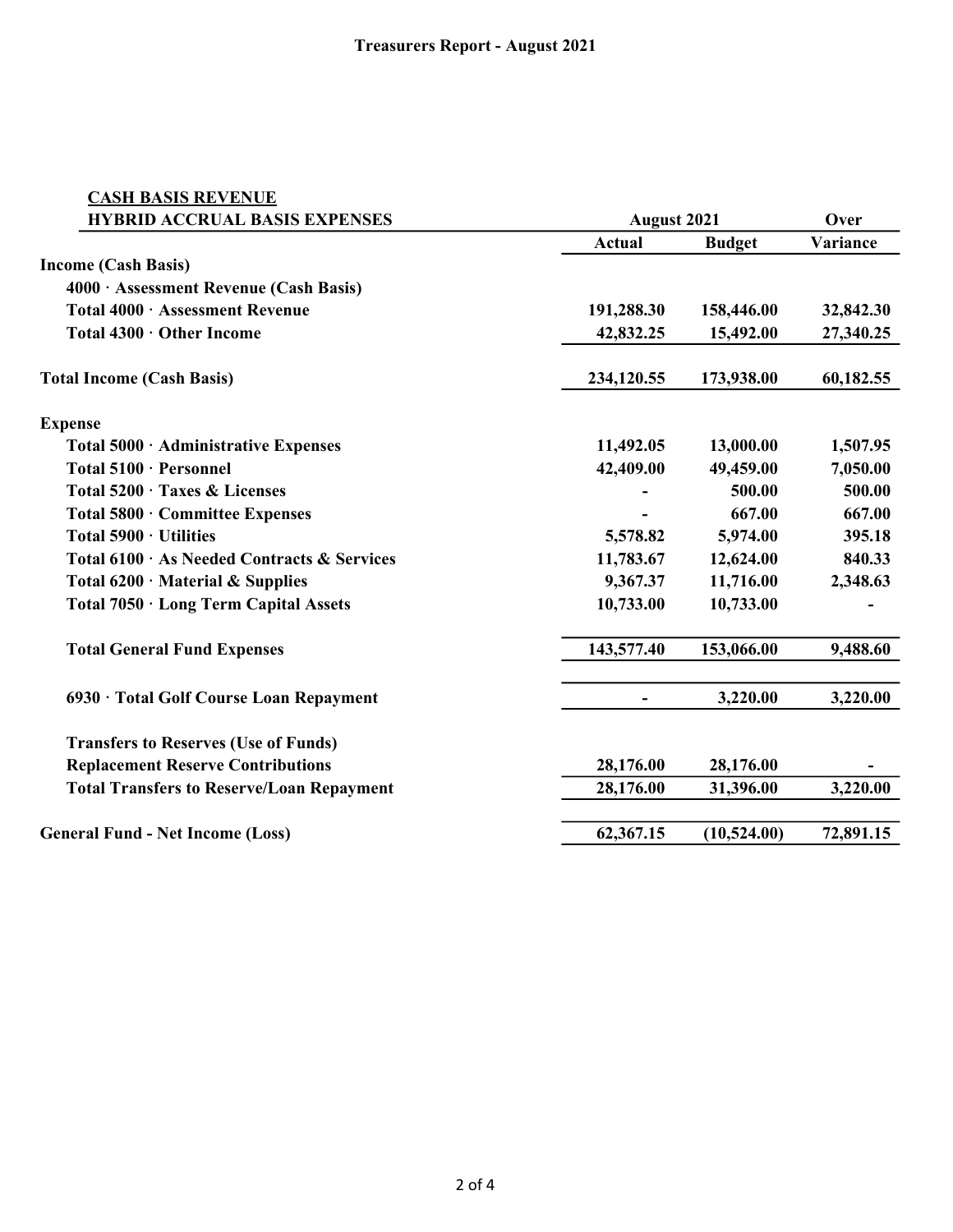# Treasurers Report - August 2021

| CASH BASIS REVENUE<br>HYBRID ACCRUAL BASIS EXPENSES | August 2021 | | Over |
|---|---|---|---|
| | **Actual** | **Budget** | **Variance** |
| **Income (Cash Basis)** | | | |
| **4000 · Assessment Revenue (Cash Basis)** | | | |
| **Total 4000 · Assessment Revenue** | 191,288.30 | 158,446.00 | 32,842.30 |
| **Total 4300 · Other Income** | 42,832.25 | 15,492.00 | 27,340.25 |
| **Total Income (Cash Basis)** | 234,120.55 | 173,938.00 | 60,182.55 |
| **Expense** | | | |
| **Total 5000 · Administrative Expenses** | 11,492.05 | 13,000.00 | 1,507.95 |
| **Total 5100 · Personnel** | 42,409.00 | 49,459.00 | 7,050.00 |
| **Total 5200 · Taxes & Licenses** | - | 500.00 | 500.00 |
| **Total 5800 · Committee Expenses** | - | 667.00 | 667.00 |
| **Total 5900 · Utilities** | 5,578.82 | 5,974.00 | 395.18 |
| **Total 6100 · As Needed Contracts & Services** | 11,783.67 | 12,624.00 | 840.33 |
| **Total 6200 · Material & Supplies** | 9,367.37 | 11,716.00 | 2,348.63 |
| **Total 7050 · Long Term Capital Assets** | 10,733.00 | 10,733.00 | - |
| **Total General Fund Expenses** | 143,577.40 | 153,066.00 | 9,488.60 |
| **6930 · Total Golf Course Loan Repayment** | - | 3,220.00 | 3,220.00 |
| **Transfers to Reserves (Use of Funds)** | | | |
| **Replacement Reserve Contributions** | 28,176.00 | 28,176.00 | - |
| **Total Transfers to Reserve/Loan Repayment** | 28,176.00 | 31,396.00 | 3,220.00 |
| **General Fund - Net Income (Loss)** | 62,367.15 | (10,524.00) | 72,891.15 |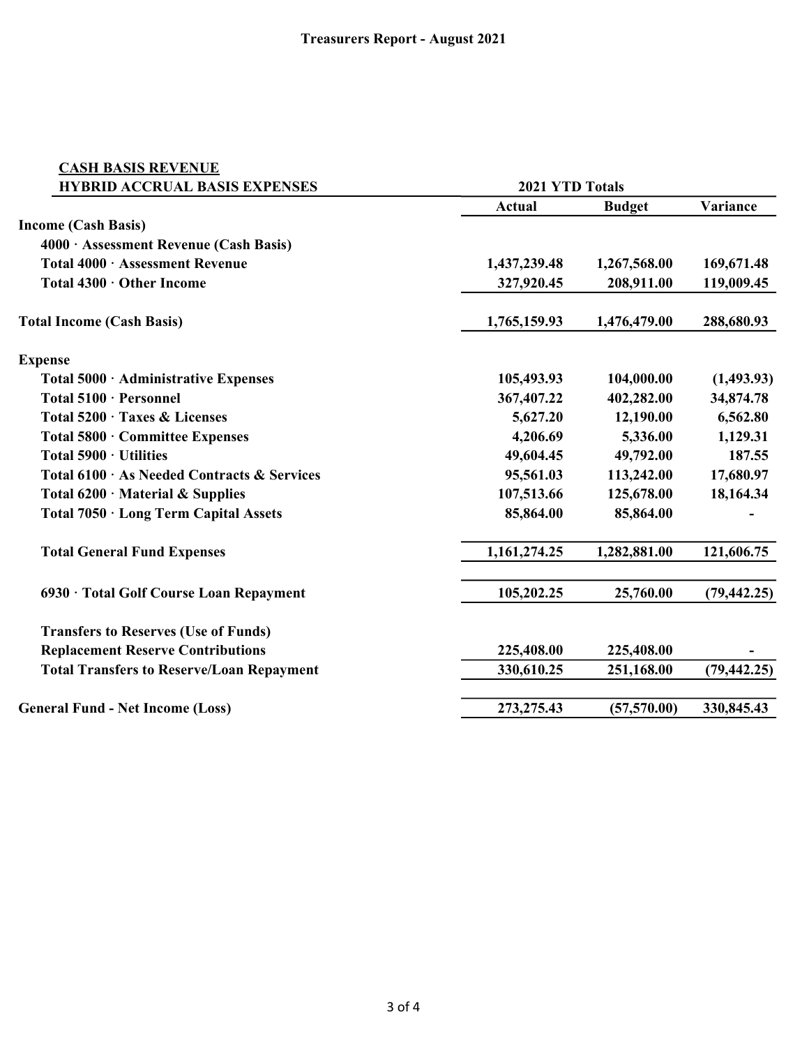# Treasurers Report - August 2021

| CASH BASIS REVENUE<br>HYBRID ACCRUAL BASIS EXPENSES | 2021 YTD Totals | | |
|---|---|---|---|
| | **Actual** | **Budget** | **Variance** |
| **Income (Cash Basis)** | | | |
| **4000 · Assessment Revenue (Cash Basis)** | | | |
| **Total 4000 · Assessment Revenue** | 1,437,239.48 | 1,267,568.00 | 169,671.48 |
| **Total 4300 · Other Income** | 327,920.45 | 208,911.00 | 119,009.45 |
| **Total Income (Cash Basis)** | 1,765,159.93 | 1,476,479.00 | 288,680.93 |
| **Expense** | | | |
| **Total 5000 · Administrative Expenses** | 105,493.93 | 104,000.00 | (1,493.93) |
| **Total 5100 · Personnel** | 367,407.22 | 402,282.00 | 34,874.78 |
| **Total 5200 · Taxes & Licenses** | 5,627.20 | 12,190.00 | 6,562.80 |
| **Total 5800 · Committee Expenses** | 4,206.69 | 5,336.00 | 1,129.31 |
| **Total 5900 · Utilities** | 49,604.45 | 49,792.00 | 187.55 |
| **Total 6100 · As Needed Contracts & Services** | 95,561.03 | 113,242.00 | 17,680.97 |
| **Total 6200 · Material & Supplies** | 107,513.66 | 125,678.00 | 18,164.34 |
| **Total 7050 · Long Term Capital Assets** | 85,864.00 | 85,864.00 | - |
| **Total General Fund Expenses** | 1,161,274.25 | 1,282,881.00 | 121,606.75 |
| **6930 · Total Golf Course Loan Repayment** | 105,202.25 | 25,760.00 | (79,442.25) |
| **Transfers to Reserves (Use of Funds)** | | | |
| **Replacement Reserve Contributions** | 225,408.00 | 225,408.00 | - |
| **Total Transfers to Reserve/Loan Repayment** | 330,610.25 | 251,168.00 | (79,442.25) |
| **General Fund - Net Income (Loss)** | 273,275.43 | (57,570.00) | 330,845.43 |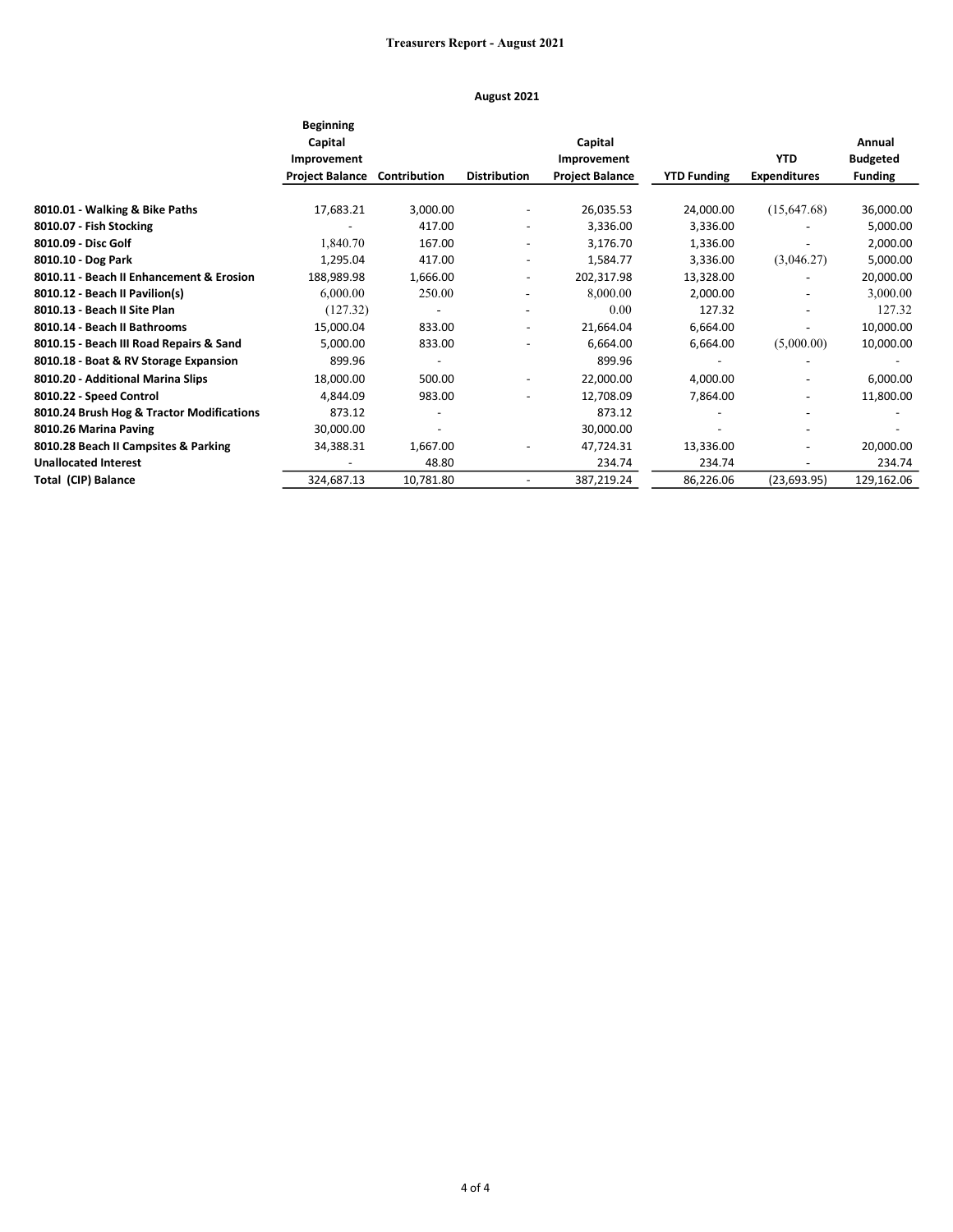# Treasurers Report - August 2021

## August 2021

| | Beginning Capital Improvement Project Balance | Contribution | Distribution | Capital Improvement Project Balance | YTD Funding | YTD Expenditures | Annual Budgeted Funding |
|---|---|---|---|---|---|---|---|
| **8010.01 - Walking & Bike Paths** | 17,683.21 | 3,000.00 | - | 26,035.53 | 24,000.00 | (15,647.68) | 36,000.00 |
| **8010.07 - Fish Stocking** | - | 417.00 | - | 3,336.00 | 3,336.00 | - | 5,000.00 |
| **8010.09 - Disc Golf** | 1,840.70 | 167.00 | - | 3,176.70 | 1,336.00 | - | 2,000.00 |
| **8010.10 - Dog Park** | 1,295.04 | 417.00 | - | 1,584.77 | 3,336.00 | (3,046.27) | 5,000.00 |
| **8010.11 - Beach II Enhancement & Erosion** | 188,989.98 | 1,666.00 | - | 202,317.98 | 13,328.00 | - | 20,000.00 |
| **8010.12 - Beach II Pavilion(s)** | 6,000.00 | 250.00 | - | 8,000.00 | 2,000.00 | - | 3,000.00 |
| **8010.13 - Beach II Site Plan** | (127.32) | - | - | 0.00 | 127.32 | - | 127.32 |
| **8010.14 - Beach II Bathrooms** | 15,000.04 | 833.00 | - | 21,664.04 | 6,664.00 | - | 10,000.00 |
| **8010.15 - Beach III Road Repairs & Sand** | 5,000.00 | 833.00 | - | 6,664.00 | 6,664.00 | (5,000.00) | 10,000.00 |
| **8010.18 - Boat & RV Storage Expansion** | 899.96 | - | | 899.96 | - | - | - |
| **8010.20 - Additional Marina Slips** | 18,000.00 | 500.00 | - | 22,000.00 | 4,000.00 | - | 6,000.00 |
| **8010.22 - Speed Control** | 4,844.09 | 983.00 | - | 12,708.09 | 7,864.00 | - | 11,800.00 |
| **8010.24 Brush Hog & Tractor Modifications** | 873.12 | - | | 873.12 | - | - | - |
| **8010.26 Marina Paving** | 30,000.00 | - | | 30,000.00 | - | - | - |
| **8010.28 Beach II Campsites & Parking** | 34,388.31 | 1,667.00 | - | 47,724.31 | 13,336.00 | - | 20,000.00 |
| **Unallocated Interest** | - | 48.80 | | 234.74 | 234.74 | - | 234.74 |
| **Total (CIP) Balance** | 324,687.13 | 10,781.80 | - | 387,219.24 | 86,226.06 | (23,693.95) | 129,162.06 |